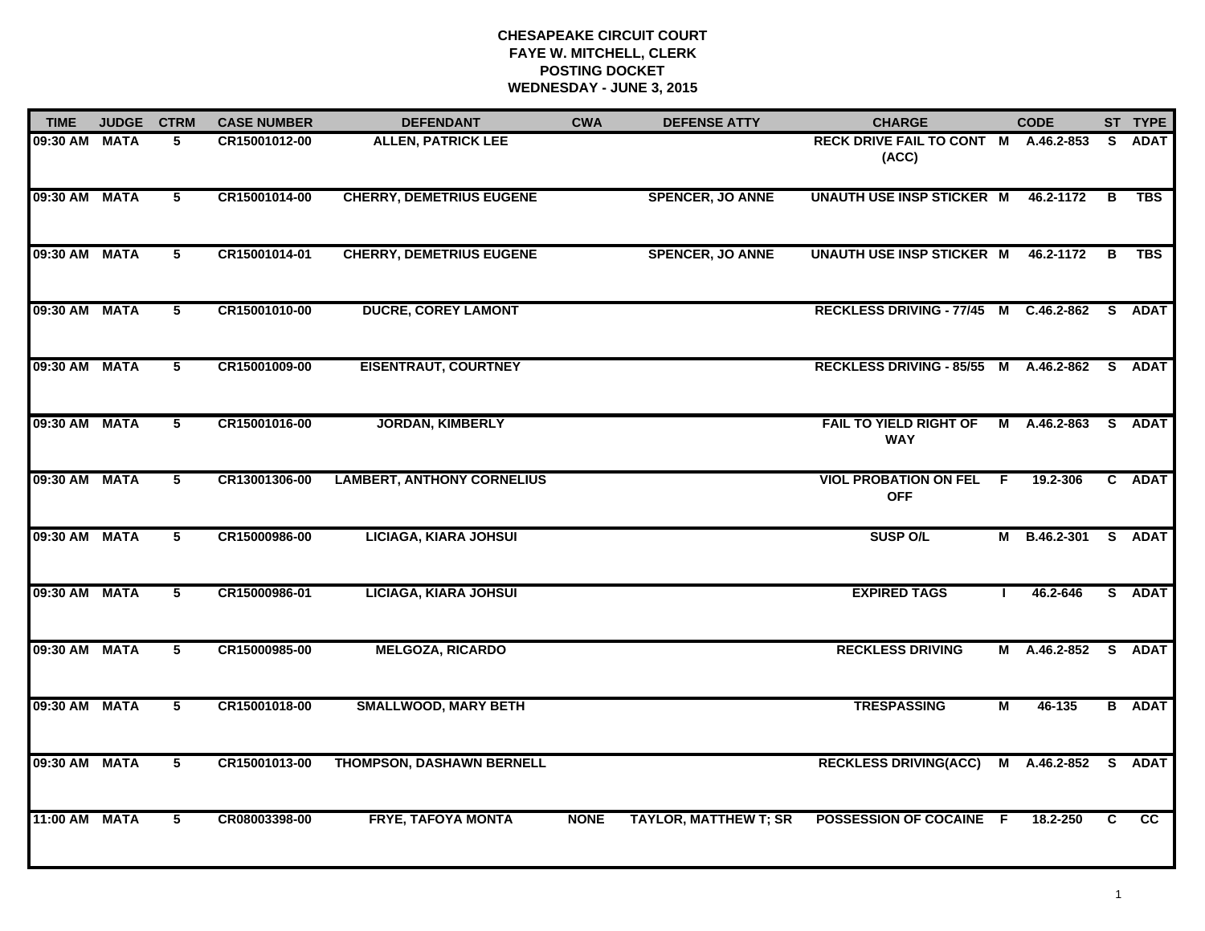**CHESAPEAKE CIRCUIT COURT**
**FAYE W. MITCHELL, CLERK**
**POSTING DOCKET**
**WEDNESDAY - JUNE 3, 2015**

| TIME | JUDGE | CTRM | CASE NUMBER | DEFENDANT | CWA | DEFENSE ATTY | CHARGE | | CODE | ST | TYPE |
|---|---|---|---|---|---|---|---|---|---|---|---|
| 09:30 AM | MATA | 5 | CR15001012-00 | ALLEN, PATRICK LEE | | | RECK DRIVE FAIL TO CONT (ACC) | M | A.46.2-853 | S | ADAT |
| 09:30 AM | MATA | 5 | CR15001014-00 | CHERRY, DEMETRIUS EUGENE | | SPENCER, JO ANNE | UNAUTH USE INSP STICKER | M | 46.2-1172 | B | TBS |
| 09:30 AM | MATA | 5 | CR15001014-01 | CHERRY, DEMETRIUS EUGENE | | SPENCER, JO ANNE | UNAUTH USE INSP STICKER | M | 46.2-1172 | B | TBS |
| 09:30 AM | MATA | 5 | CR15001010-00 | DUCRE, COREY LAMONT | | | RECKLESS DRIVING - 77/45 | M | C.46.2-862 | S | ADAT |
| 09:30 AM | MATA | 5 | CR15001009-00 | EISENTRAUT, COURTNEY | | | RECKLESS DRIVING - 85/55 | M | A.46.2-862 | S | ADAT |
| 09:30 AM | MATA | 5 | CR15001016-00 | JORDAN, KIMBERLY | | | FAIL TO YIELD RIGHT OF WAY | M | A.46.2-863 | S | ADAT |
| 09:30 AM | MATA | 5 | CR13001306-00 | LAMBERT, ANTHONY CORNELIUS | | | VIOL PROBATION ON FEL OFF | F | 19.2-306 | C | ADAT |
| 09:30 AM | MATA | 5 | CR15000986-00 | LICIAGA, KIARA JOHSUI | | | SUSP O/L | M | B.46.2-301 | S | ADAT |
| 09:30 AM | MATA | 5 | CR15000986-01 | LICIAGA, KIARA JOHSUI | | | EXPIRED TAGS | I | 46.2-646 | S | ADAT |
| 09:30 AM | MATA | 5 | CR15000985-00 | MELGOZA, RICARDO | | | RECKLESS DRIVING | M | A.46.2-852 | S | ADAT |
| 09:30 AM | MATA | 5 | CR15001018-00 | SMALLWOOD, MARY BETH | | | TRESPASSING | M | 46-135 | B | ADAT |
| 09:30 AM | MATA | 5 | CR15001013-00 | THOMPSON, DASHAWN BERNELL | | | RECKLESS DRIVING(ACC) | M | A.46.2-852 | S | ADAT |
| 11:00 AM | MATA | 5 | CR08003398-00 | FRYE, TAFOYA MONTA | NONE | TAYLOR, MATTHEW T; SR | POSSESSION OF COCAINE | F | 18.2-250 | C | CC |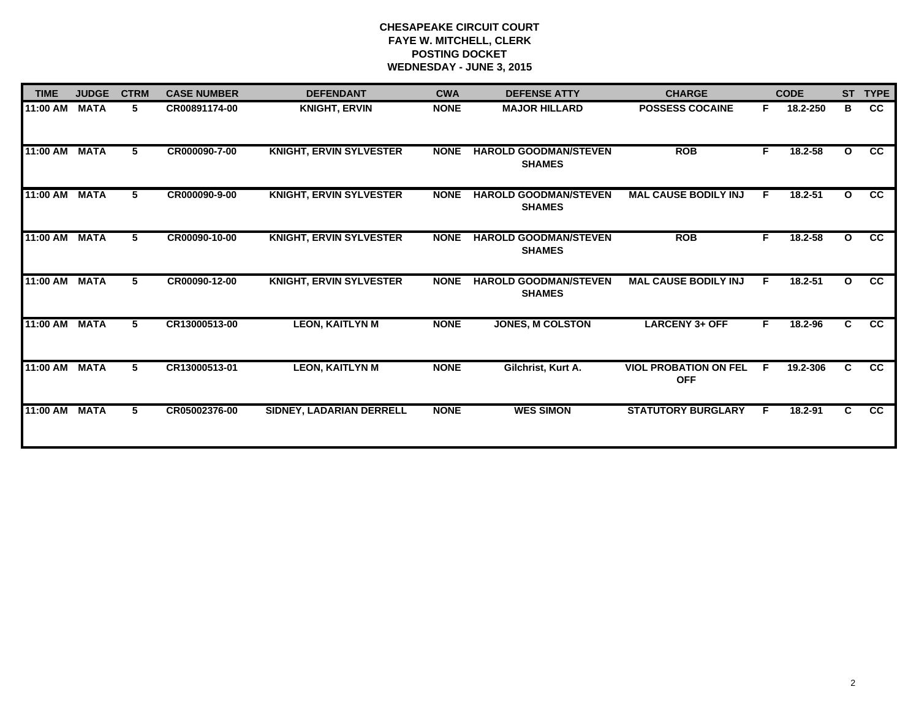**CHESAPEAKE CIRCUIT COURT**
**FAYE W. MITCHELL, CLERK**
**POSTING DOCKET**
**WEDNESDAY - JUNE 3, 2015**

| TIME | JUDGE | CTRM | CASE NUMBER | DEFENDANT | CWA | DEFENSE ATTY | CHARGE | | CODE | ST | TYPE |
|---|---|---|---|---|---|---|---|---|---|---|---|
| 11:00 AM | MATA | 5 | CR00891174-00 | KNIGHT, ERVIN | NONE | MAJOR HILLARD | POSSESS COCAINE | F | 18.2-250 | B | CC |
| 11:00 AM | MATA | 5 | CR000090-7-00 | KNIGHT, ERVIN SYLVESTER | NONE | HAROLD GOODMAN/STEVEN SHAMES | ROB | F | 18.2-58 | O | CC |
| 11:00 AM | MATA | 5 | CR000090-9-00 | KNIGHT, ERVIN SYLVESTER | NONE | HAROLD GOODMAN/STEVEN SHAMES | MAL CAUSE BODILY INJ | F | 18.2-51 | O | CC |
| 11:00 AM | MATA | 5 | CR00090-10-00 | KNIGHT, ERVIN SYLVESTER | NONE | HAROLD GOODMAN/STEVEN SHAMES | ROB | F | 18.2-58 | O | CC |
| 11:00 AM | MATA | 5 | CR00090-12-00 | KNIGHT, ERVIN SYLVESTER | NONE | HAROLD GOODMAN/STEVEN SHAMES | MAL CAUSE BODILY INJ | F | 18.2-51 | O | CC |
| 11:00 AM | MATA | 5 | CR13000513-00 | LEON, KAITLYN M | NONE | JONES, M COLSTON | LARCENY 3+ OFF | F | 18.2-96 | C | CC |
| 11:00 AM | MATA | 5 | CR13000513-01 | LEON, KAITLYN M | NONE | Gilchrist, Kurt A. | VIOL PROBATION ON FEL OFF | F | 19.2-306 | C | CC |
| 11:00 AM | MATA | 5 | CR05002376-00 | SIDNEY, LADARIAN DERRELL | NONE | WES SIMON | STATUTORY BURGLARY | F | 18.2-91 | C | CC |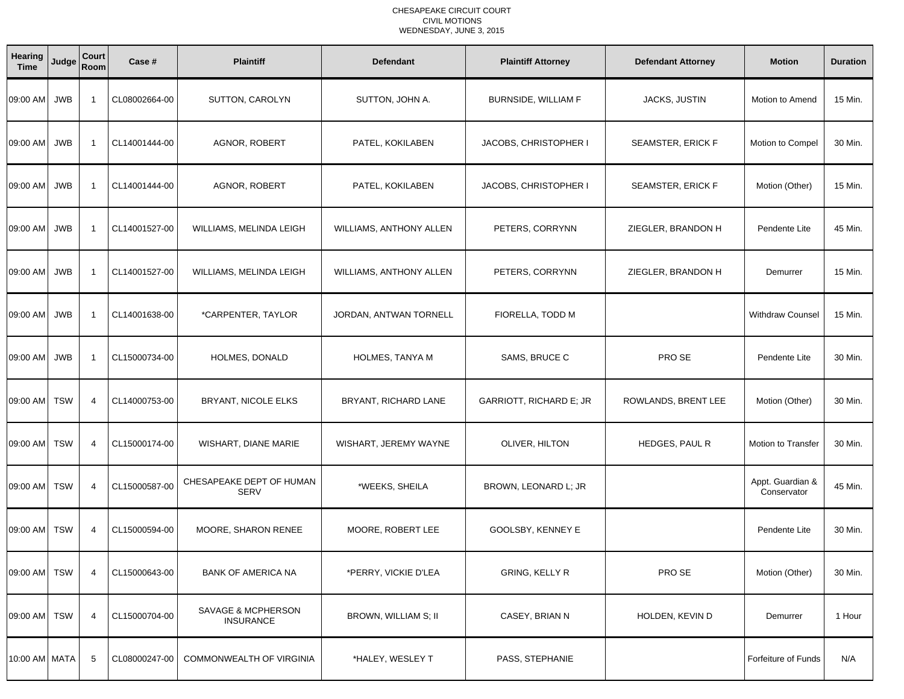CHESAPEAKE CIRCUIT COURT
CIVIL MOTIONS
WEDNESDAY, JUNE 3, 2015

| Hearing Time | Judge | Court Room | Case # | Plaintiff | Defendant | Plaintiff Attorney | Defendant Attorney | Motion | Duration |
|---|---|---|---|---|---|---|---|---|---|
| 09:00 AM | JWB | 1 | CL08002664-00 | SUTTON, CAROLYN | SUTTON, JOHN A. | BURNSIDE, WILLIAM F | JACKS, JUSTIN | Motion to Amend | 15 Min. |
| 09:00 AM | JWB | 1 | CL14001444-00 | AGNOR, ROBERT | PATEL, KOKILABEN | JACOBS, CHRISTOPHER I | SEAMSTER, ERICK F | Motion to Compel | 30 Min. |
| 09:00 AM | JWB | 1 | CL14001444-00 | AGNOR, ROBERT | PATEL, KOKILABEN | JACOBS, CHRISTOPHER I | SEAMSTER, ERICK F | Motion (Other) | 15 Min. |
| 09:00 AM | JWB | 1 | CL14001527-00 | WILLIAMS, MELINDA LEIGH | WILLIAMS, ANTHONY ALLEN | PETERS, CORRYNN | ZIEGLER, BRANDON H | Pendente Lite | 45 Min. |
| 09:00 AM | JWB | 1 | CL14001527-00 | WILLIAMS, MELINDA LEIGH | WILLIAMS, ANTHONY ALLEN | PETERS, CORRYNN | ZIEGLER, BRANDON H | Demurrer | 15 Min. |
| 09:00 AM | JWB | 1 | CL14001638-00 | *CARPENTER, TAYLOR | JORDAN, ANTWAN TORNELL | FIORELLA, TODD M | | Withdraw Counsel | 15 Min. |
| 09:00 AM | JWB | 1 | CL15000734-00 | HOLMES, DONALD | HOLMES, TANYA M | SAMS, BRUCE C | PRO SE | Pendente Lite | 30 Min. |
| 09:00 AM | TSW | 4 | CL14000753-00 | BRYANT, NICOLE ELKS | BRYANT, RICHARD LANE | GARRIOTT, RICHARD E; JR | ROWLANDS, BRENT LEE | Motion (Other) | 30 Min. |
| 09:00 AM | TSW | 4 | CL15000174-00 | WISHART, DIANE MARIE | WISHART, JEREMY WAYNE | OLIVER, HILTON | HEDGES, PAUL R | Motion to Transfer | 30 Min. |
| 09:00 AM | TSW | 4 | CL15000587-00 | CHESAPEAKE DEPT OF HUMAN SERV | *WEEKS, SHEILA | BROWN, LEONARD L; JR | | Appt. Guardian & Conservator | 45 Min. |
| 09:00 AM | TSW | 4 | CL15000594-00 | MOORE, SHARON RENEE | MOORE, ROBERT LEE | GOOLSBY, KENNEY E | | Pendente Lite | 30 Min. |
| 09:00 AM | TSW | 4 | CL15000643-00 | BANK OF AMERICA NA | *PERRY, VICKIE D'LEA | GRING, KELLY R | PRO SE | Motion (Other) | 30 Min. |
| 09:00 AM | TSW | 4 | CL15000704-00 | SAVAGE & MCPHERSON INSURANCE | BROWN, WILLIAM S; II | CASEY, BRIAN N | HOLDEN, KEVIN D | Demurrer | 1 Hour |
| 10:00 AM | MATA | 5 | CL08000247-00 | COMMONWEALTH OF VIRGINIA | *HALEY, WESLEY T | PASS, STEPHANIE | | Forfeiture of Funds | N/A |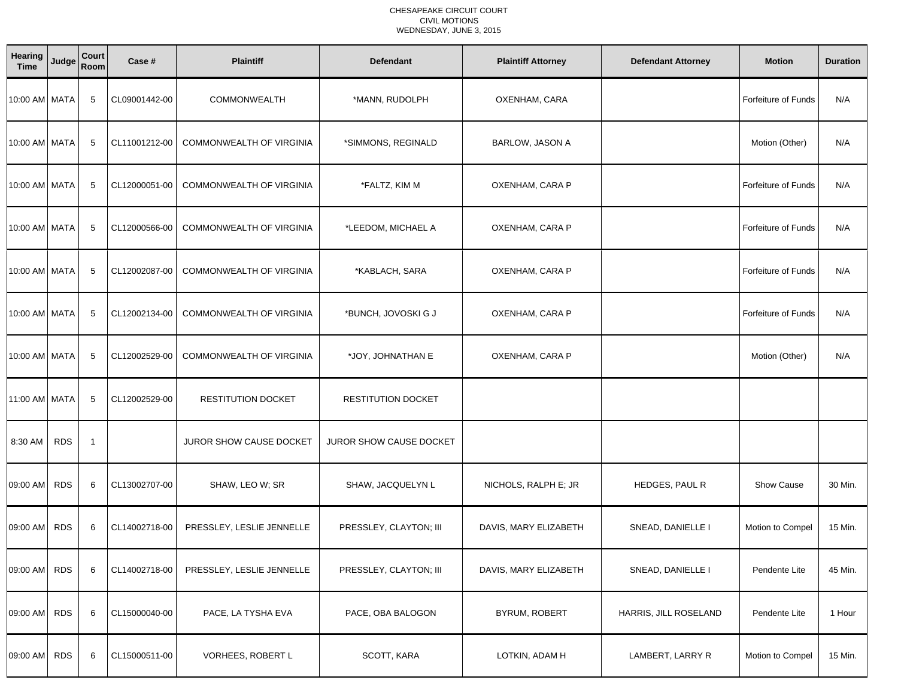CHESAPEAKE CIRCUIT COURT
CIVIL MOTIONS
WEDNESDAY, JUNE 3, 2015

| Hearing Time | Judge | Court Room | Case # | Plaintiff | Defendant | Plaintiff Attorney | Defendant Attorney | Motion | Duration |
|---|---|---|---|---|---|---|---|---|---|
| 10:00 AM | MATA | 5 | CL09001442-00 | COMMONWEALTH | *MANN, RUDOLPH | OXENHAM, CARA | | Forfeiture of Funds | N/A |
| 10:00 AM | MATA | 5 | CL11001212-00 | COMMONWEALTH OF VIRGINIA | *SIMMONS, REGINALD | BARLOW, JASON A | | Motion (Other) | N/A |
| 10:00 AM | MATA | 5 | CL12000051-00 | COMMONWEALTH OF VIRGINIA | *FALTZ, KIM M | OXENHAM, CARA P | | Forfeiture of Funds | N/A |
| 10:00 AM | MATA | 5 | CL12000566-00 | COMMONWEALTH OF VIRGINIA | *LEEDOM, MICHAEL A | OXENHAM, CARA P | | Forfeiture of Funds | N/A |
| 10:00 AM | MATA | 5 | CL12002087-00 | COMMONWEALTH OF VIRGINIA | *KABLACH, SARA | OXENHAM, CARA P | | Forfeiture of Funds | N/A |
| 10:00 AM | MATA | 5 | CL12002134-00 | COMMONWEALTH OF VIRGINIA | *BUNCH, JOVOSKI G J | OXENHAM, CARA P | | Forfeiture of Funds | N/A |
| 10:00 AM | MATA | 5 | CL12002529-00 | COMMONWEALTH OF VIRGINIA | *JOY, JOHNATHAN E | OXENHAM, CARA P | | Motion (Other) | N/A |
| 11:00 AM | MATA | 5 | CL12002529-00 | RESTITUTION DOCKET | RESTITUTION DOCKET | | | | |
| 8:30 AM | RDS | 1 | | JUROR SHOW CAUSE DOCKET | JUROR SHOW CAUSE DOCKET | | | | |
| 09:00 AM | RDS | 6 | CL13002707-00 | SHAW, LEO W; SR | SHAW, JACQUELYN L | NICHOLS, RALPH E; JR | HEDGES, PAUL R | Show Cause | 30 Min. |
| 09:00 AM | RDS | 6 | CL14002718-00 | PRESSLEY, LESLIE JENNELLE | PRESSLEY, CLAYTON; III | DAVIS, MARY ELIZABETH | SNEAD, DANIELLE I | Motion to Compel | 15 Min. |
| 09:00 AM | RDS | 6 | CL14002718-00 | PRESSLEY, LESLIE JENNELLE | PRESSLEY, CLAYTON; III | DAVIS, MARY ELIZABETH | SNEAD, DANIELLE I | Pendente Lite | 45 Min. |
| 09:00 AM | RDS | 6 | CL15000040-00 | PACE, LA TYSHA EVA | PACE, OBA BALOGON | BYRUM, ROBERT | HARRIS, JILL ROSELAND | Pendente Lite | 1 Hour |
| 09:00 AM | RDS | 6 | CL15000511-00 | VORHEES, ROBERT L | SCOTT, KARA | LOTKIN, ADAM H | LAMBERT, LARRY R | Motion to Compel | 15 Min. |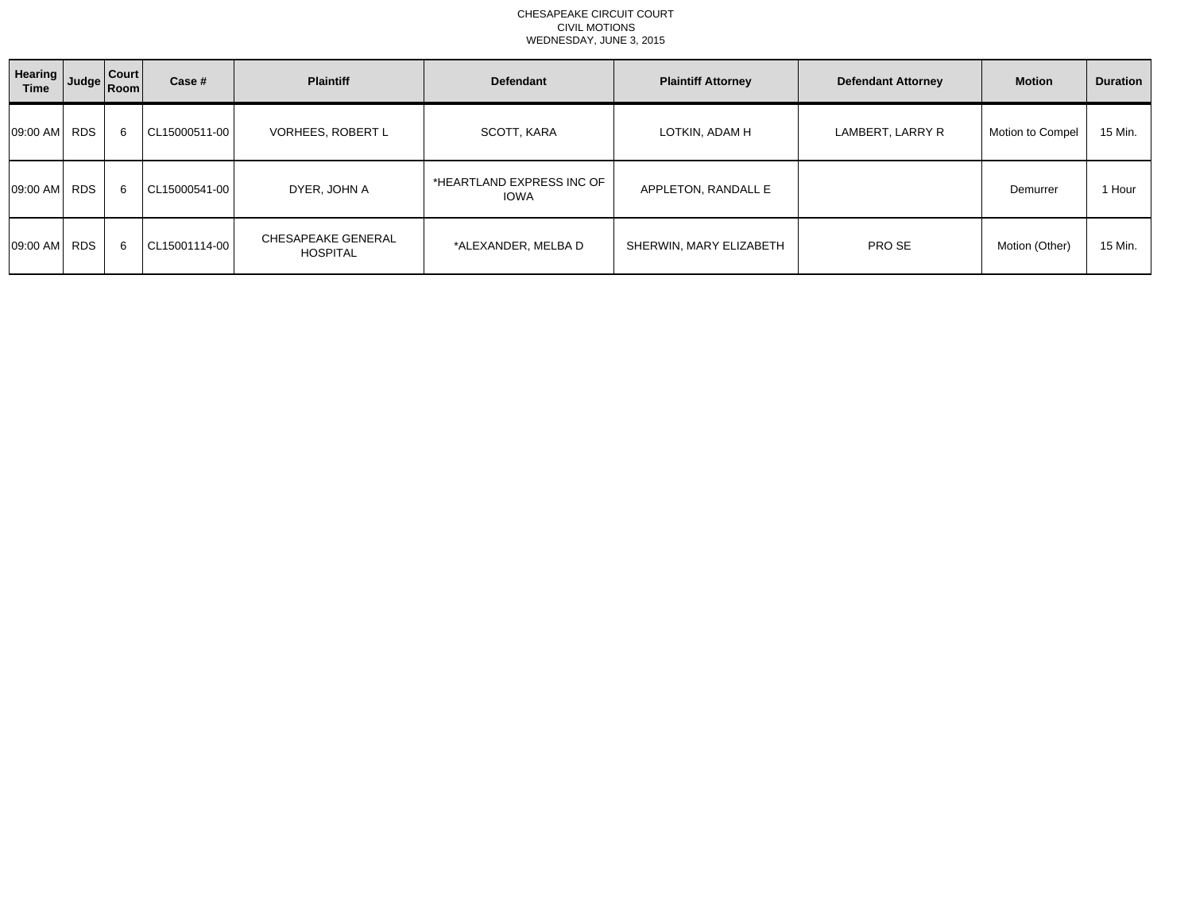CHESAPEAKE CIRCUIT COURT
CIVIL MOTIONS
WEDNESDAY, JUNE 3, 2015

| Hearing Time | Judge | Court Room | Case # | Plaintiff | Defendant | Plaintiff Attorney | Defendant Attorney | Motion | Duration |
|---|---|---|---|---|---|---|---|---|---|
| 09:00 AM | RDS | 6 | CL15000511-00 | VORHEES, ROBERT L | SCOTT, KARA | LOTKIN, ADAM H | LAMBERT, LARRY R | Motion to Compel | 15 Min. |
| 09:00 AM | RDS | 6 | CL15000541-00 | DYER, JOHN A | *HEARTLAND EXPRESS INC OF IOWA | APPLETON, RANDALL E | | Demurrer | 1 Hour |
| 09:00 AM | RDS | 6 | CL15001114-00 | CHESAPEAKE GENERAL HOSPITAL | *ALEXANDER, MELBA D | SHERWIN, MARY ELIZABETH | PRO SE | Motion (Other) | 15 Min. |